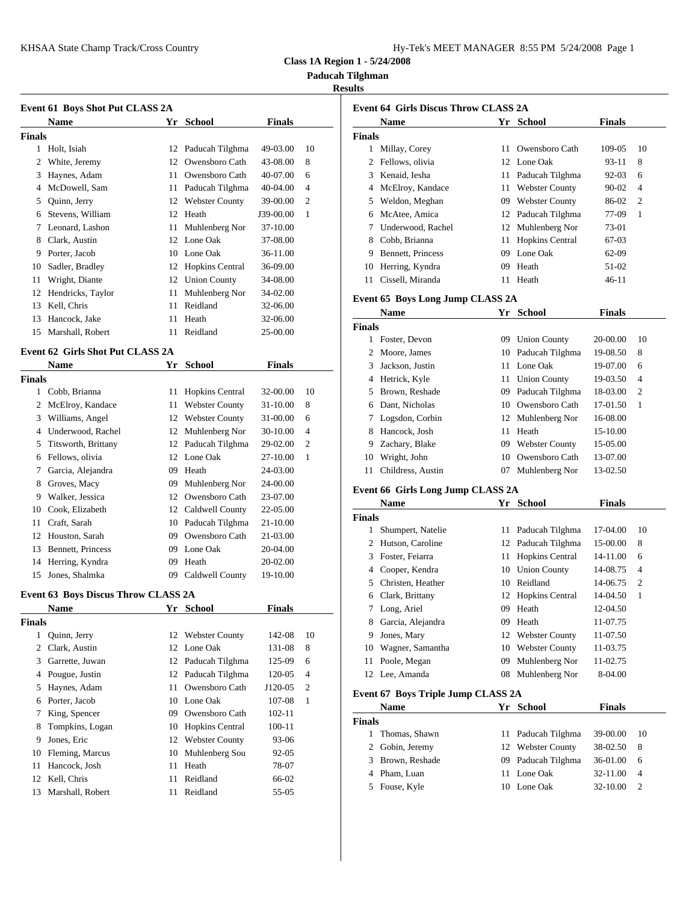**Class 1A Region 1 - 5/24/2008**

**Paducah Tilghman**

**Results**

### Event 61 Boys Shot Put CLASS 2A

| | Name | Yr | School | Finals | |
|---|---|---|---|---|---|
| **Finals** | | | | | |
| 1 | Holt, Isiah | 12 | Paducah Tilghma | 49-03.00 | 10 |
| 2 | White, Jeremy | 12 | Owensboro Cath | 43-08.00 | 8 |
| 3 | Haynes, Adam | 11 | Owensboro Cath | 40-07.00 | 6 |
| 4 | McDowell, Sam | 11 | Paducah Tilghma | 40-04.00 | 4 |
| 5 | Quinn, Jerry | 12 | Webster County | 39-00.00 | 2 |
| 6 | Stevens, William | 12 | Heath | J39-00.00 | 1 |
| 7 | Leonard, Lashon | 11 | Muhlenberg Nor | 37-10.00 | |
| 8 | Clark, Austin | 12 | Lone Oak | 37-08.00 | |
| 9 | Porter, Jacob | 10 | Lone Oak | 36-11.00 | |
| 10 | Sadler, Bradley | 12 | Hopkins Central | 36-09.00 | |
| 11 | Wright, Diante | 12 | Union County | 34-08.00 | |
| 12 | Hendricks, Taylor | 11 | Muhlenberg Nor | 34-02.00 | |
| 13 | Kell, Chris | 11 | Reidland | 32-06.00 | |
| 13 | Hancock, Jake | 11 | Heath | 32-06.00 | |
| 15 | Marshall, Robert | 11 | Reidland | 25-00.00 | |

### Event 62 Girls Shot Put CLASS 2A

| | Name | Yr | School | Finals | |
|---|---|---|---|---|---|
| **Finals** | | | | | |
| 1 | Cobb, Brianna | 11 | Hopkins Central | 32-00.00 | 10 |
| 2 | McElroy, Kandace | 11 | Webster County | 31-10.00 | 8 |
| 3 | Williams, Angel | 12 | Webster County | 31-00.00 | 6 |
| 4 | Underwood, Rachel | 12 | Muhlenberg Nor | 30-10.00 | 4 |
| 5 | Titsworth, Brittany | 12 | Paducah Tilghma | 29-02.00 | 2 |
| 6 | Fellows, olivia | 12 | Lone Oak | 27-10.00 | 1 |
| 7 | Garcia, Alejandra | 09 | Heath | 24-03.00 | |
| 8 | Groves, Macy | 09 | Muhlenberg Nor | 24-00.00 | |
| 9 | Walker, Jessica | 12 | Owensboro Cath | 23-07.00 | |
| 10 | Cook, Elizabeth | 12 | Caldwell County | 22-05.00 | |
| 11 | Craft, Sarah | 10 | Paducah Tilghma | 21-10.00 | |
| 12 | Houston, Sarah | 09 | Owensboro Cath | 21-03.00 | |
| 13 | Bennett, Princess | 09 | Lone Oak | 20-04.00 | |
| 14 | Herring, Kyndra | 09 | Heath | 20-02.00 | |
| 15 | Jones, Shalmka | 09 | Caldwell County | 19-10.00 | |

### Event 63 Boys Discus Throw CLASS 2A

| | Name | Yr | School | Finals | |
|---|---|---|---|---|---|
| **Finals** | | | | | |
| 1 | Quinn, Jerry | 12 | Webster County | 142-08 | 10 |
| 2 | Clark, Austin | 12 | Lone Oak | 131-08 | 8 |
| 3 | Garrette, Juwan | 12 | Paducah Tilghma | 125-09 | 6 |
| 4 | Pougue, Justin | 12 | Paducah Tilghma | 120-05 | 4 |
| 5 | Haynes, Adam | 11 | Owensboro Cath | J120-05 | 2 |
| 6 | Porter, Jacob | 10 | Lone Oak | 107-08 | 1 |
| 7 | King, Spencer | 09 | Owensboro Cath | 102-11 | |
| 8 | Tompkins, Logan | 10 | Hopkins Central | 100-11 | |
| 9 | Jones, Eric | 12 | Webster County | 93-06 | |
| 10 | Fleming, Marcus | 10 | Muhlenberg Sou | 92-05 | |
| 11 | Hancock, Josh | 11 | Heath | 78-07 | |
| 12 | Kell, Chris | 11 | Reidland | 66-02 | |
| 13 | Marshall, Robert | 11 | Reidland | 55-05 | |

### Event 64 Girls Discus Throw CLASS 2A

| | Name | Yr | School | Finals | |
|---|---|---|---|---|---|
| **Finals** | | | | | |
| 1 | Millay, Corey | 11 | Owensboro Cath | 109-05 | 10 |
| 2 | Fellows, olivia | 12 | Lone Oak | 93-11 | 8 |
| 3 | Kenaid, Iesha | 11 | Paducah Tilghma | 92-03 | 6 |
| 4 | McElroy, Kandace | 11 | Webster County | 90-02 | 4 |
| 5 | Weldon, Meghan | 09 | Webster County | 86-02 | 2 |
| 6 | McAtee, Amica | 12 | Paducah Tilghma | 77-09 | 1 |
| 7 | Underwood, Rachel | 12 | Muhlenberg Nor | 73-01 | |
| 8 | Cobb, Brianna | 11 | Hopkins Central | 67-03 | |
| 9 | Bennett, Princess | 09 | Lone Oak | 62-09 | |
| 10 | Herring, Kyndra | 09 | Heath | 51-02 | |
| 11 | Cissell, Miranda | 11 | Heath | 46-11 | |

### Event 65 Boys Long Jump CLASS 2A

| | Name | Yr | School | Finals | |
|---|---|---|---|---|---|
| **Finals** | | | | | |
| 1 | Foster, Devon | 09 | Union County | 20-00.00 | 10 |
| 2 | Moore, James | 10 | Paducah Tilghma | 19-08.50 | 8 |
| 3 | Jackson, Justin | 11 | Lone Oak | 19-07.00 | 6 |
| 4 | Hetrick, Kyle | 11 | Union County | 19-03.50 | 4 |
| 5 | Brown, Reshade | 09 | Paducah Tilghma | 18-03.00 | 2 |
| 6 | Dant, Nicholas | 10 | Owensboro Cath | 17-01.50 | 1 |
| 7 | Logsdon, Corbin | 12 | Muhlenberg Nor | 16-08.00 | |
| 8 | Hancock, Josh | 11 | Heath | 15-10.00 | |
| 9 | Zachary, Blake | 09 | Webster County | 15-05.00 | |
| 10 | Wright, John | 10 | Owensboro Cath | 13-07.00 | |
| 11 | Childress, Austin | 07 | Muhlenberg Nor | 13-02.50 | |

### Event 66 Girls Long Jump CLASS 2A

| | Name | Yr | School | Finals | |
|---|---|---|---|---|---|
| **Finals** | | | | | |
| 1 | Shumpert, Natelie | 11 | Paducah Tilghma | 17-04.00 | 10 |
| 2 | Hutson, Caroline | 12 | Paducah Tilghma | 15-00.00 | 8 |
| 3 | Foster, Feiarra | 11 | Hopkins Central | 14-11.00 | 6 |
| 4 | Cooper, Kendra | 10 | Union County | 14-08.75 | 4 |
| 5 | Christen, Heather | 10 | Reidland | 14-06.75 | 2 |
| 6 | Clark, Brittany | 12 | Hopkins Central | 14-04.50 | 1 |
| 7 | Long, Ariel | 09 | Heath | 12-04.50 | |
| 8 | Garcia, Alejandra | 09 | Heath | 11-07.75 | |
| 9 | Jones, Mary | 12 | Webster County | 11-07.50 | |
| 10 | Wagner, Samantha | 10 | Webster County | 11-03.75 | |
| 11 | Poole, Megan | 09 | Muhlenberg Nor | 11-02.75 | |
| 12 | Lee, Amanda | 08 | Muhlenberg Nor | 8-04.00 | |

### Event 67 Boys Triple Jump CLASS 2A

| | Name | Yr | School | Finals | |
|---|---|---|---|---|---|
| **Finals** | | | | | |
| 1 | Thomas, Shawn | 11 | Paducah Tilghma | 39-00.00 | 10 |
| 2 | Gobin, Jeremy | 12 | Webster County | 38-02.50 | 8 |
| 3 | Brown, Reshade | 09 | Paducah Tilghma | 36-01.00 | 6 |
| 4 | Pham, Luan | 11 | Lone Oak | 32-11.00 | 4 |
| 5 | Fouse, Kyle | 10 | Lone Oak | 32-10.00 | 2 |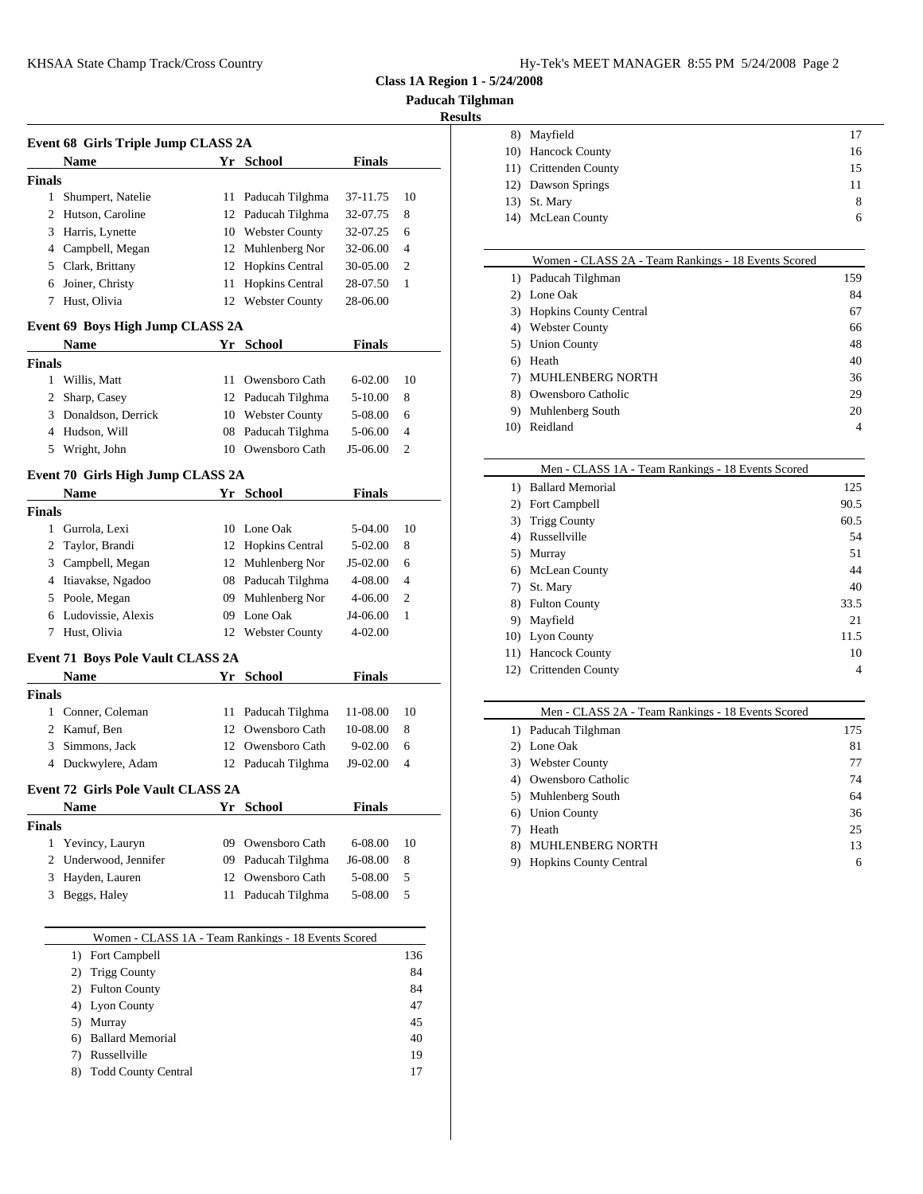**Class 1A Region 1 - 5/24/2008**

**Paducah Tilghman**

**Results**

### Event 68 Girls Triple Jump CLASS 2A

| | Name | Yr | School | Finals | |
|---|---|---|---|---|---|
| **Finals** | | | | | |
| 1 | Shumpert, Natelie | 11 | Paducah Tilghma | 37-11.75 | 10 |
| 2 | Hutson, Caroline | 12 | Paducah Tilghma | 32-07.75 | 8 |
| 3 | Harris, Lynette | 10 | Webster County | 32-07.25 | 6 |
| 4 | Campbell, Megan | 12 | Muhlenberg Nor | 32-06.00 | 4 |
| 5 | Clark, Brittany | 12 | Hopkins Central | 30-05.00 | 2 |
| 6 | Joiner, Christy | 11 | Hopkins Central | 28-07.50 | 1 |
| 7 | Hust, Olivia | 12 | Webster County | 28-06.00 | |

### Event 69 Boys High Jump CLASS 2A

| | Name | Yr | School | Finals | |
|---|---|---|---|---|---|
| **Finals** | | | | | |
| 1 | Willis, Matt | 11 | Owensboro Cath | 6-02.00 | 10 |
| 2 | Sharp, Casey | 12 | Paducah Tilghma | 5-10.00 | 8 |
| 3 | Donaldson, Derrick | 10 | Webster County | 5-08.00 | 6 |
| 4 | Hudson, Will | 08 | Paducah Tilghma | 5-06.00 | 4 |
| 5 | Wright, John | 10 | Owensboro Cath | J5-06.00 | 2 |

### Event 70 Girls High Jump CLASS 2A

| | Name | Yr | School | Finals | |
|---|---|---|---|---|---|
| **Finals** | | | | | |
| 1 | Gurrola, Lexi | 10 | Lone Oak | 5-04.00 | 10 |
| 2 | Taylor, Brandi | 12 | Hopkins Central | 5-02.00 | 8 |
| 3 | Campbell, Megan | 12 | Muhlenberg Nor | J5-02.00 | 6 |
| 4 | Itiavakse, Ngadoo | 08 | Paducah Tilghma | 4-08.00 | 4 |
| 5 | Poole, Megan | 09 | Muhlenberg Nor | 4-06.00 | 2 |
| 6 | Ludovissie, Alexis | 09 | Lone Oak | J4-06.00 | 1 |
| 7 | Hust, Olivia | 12 | Webster County | 4-02.00 | |

### Event 71 Boys Pole Vault CLASS 2A

| | Name | Yr | School | Finals | |
|---|---|---|---|---|---|
| **Finals** | | | | | |
| 1 | Conner, Coleman | 11 | Paducah Tilghma | 11-08.00 | 10 |
| 2 | Kamuf, Ben | 12 | Owensboro Cath | 10-08.00 | 8 |
| 3 | Simmons, Jack | 12 | Owensboro Cath | 9-02.00 | 6 |
| 4 | Duckwylere, Adam | 12 | Paducah Tilghma | J9-02.00 | 4 |

### Event 72 Girls Pole Vault CLASS 2A

| | Name | Yr | School | Finals | |
|---|---|---|---|---|---|
| **Finals** | | | | | |
| 1 | Yevincy, Lauryn | 09 | Owensboro Cath | 6-08.00 | 10 |
| 2 | Underwood, Jennifer | 09 | Paducah Tilghma | J6-08.00 | 8 |
| 3 | Hayden, Lauren | 12 | Owensboro Cath | 5-08.00 | 5 |
| 3 | Beggs, Haley | 11 | Paducah Tilghma | 5-08.00 | 5 |

### Women - CLASS 1A - Team Rankings - 18 Events Scored

| | | |
|---|---|---|
| 1) | Fort Campbell | 136 |
| 2) | Trigg County | 84 |
| 2) | Fulton County | 84 |
| 4) | Lyon County | 47 |
| 5) | Murray | 45 |
| 6) | Ballard Memorial | 40 |
| 7) | Russellville | 19 |
| 8) | Todd County Central | 17 |
| 8) | Mayfield | 17 |
| 10) | Hancock County | 16 |
| 11) | Crittenden County | 15 |
| 12) | Dawson Springs | 11 |
| 13) | St. Mary | 8 |
| 14) | McLean County | 6 |

### Women - CLASS 2A - Team Rankings - 18 Events Scored

| | | |
|---|---|---|
| 1) | Paducah Tilghman | 159 |
| 2) | Lone Oak | 84 |
| 3) | Hopkins County Central | 67 |
| 4) | Webster County | 66 |
| 5) | Union County | 48 |
| 6) | Heath | 40 |
| 7) | MUHLENBERG NORTH | 36 |
| 8) | Owensboro Catholic | 29 |
| 9) | Muhlenberg South | 20 |
| 10) | Reidland | 4 |

### Men - CLASS 1A - Team Rankings - 18 Events Scored

| | | |
|---|---|---|
| 1) | Ballard Memorial | 125 |
| 2) | Fort Campbell | 90.5 |
| 3) | Trigg County | 60.5 |
| 4) | Russellville | 54 |
| 5) | Murray | 51 |
| 6) | McLean County | 44 |
| 7) | St. Mary | 40 |
| 8) | Fulton County | 33.5 |
| 9) | Mayfield | 21 |
| 10) | Lyon County | 11.5 |
| 11) | Hancock County | 10 |
| 12) | Crittenden County | 4 |

### Men - CLASS 2A - Team Rankings - 18 Events Scored

| | | |
|---|---|---|
| 1) | Paducah Tilghman | 175 |
| 2) | Lone Oak | 81 |
| 3) | Webster County | 77 |
| 4) | Owensboro Catholic | 74 |
| 5) | Muhlenberg South | 64 |
| 6) | Union County | 36 |
| 7) | Heath | 25 |
| 8) | MUHLENBERG NORTH | 13 |
| 9) | Hopkins County Central | 6 |